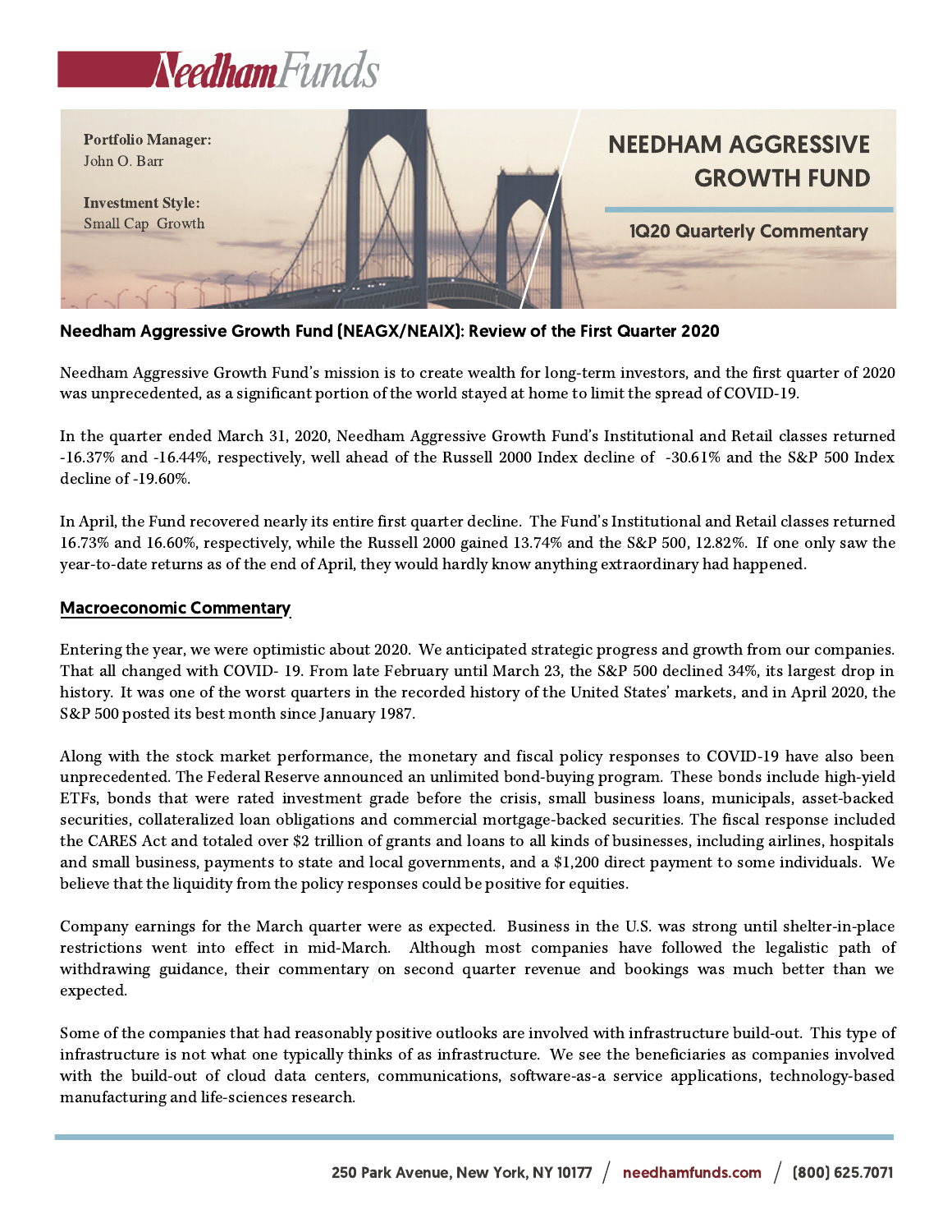# Needham Funds

**Portfolio Manager:**
John O. Barr

**Investment Style:**
Small Cap Growth

# NEEDHAM AGGRESSIVE GROWTH FUND

**1Q20 Quarterly Commentary**

## Needham Aggressive Growth Fund (NEAGX/NEAIX): Review of the First Quarter 2020

Needham Aggressive Growth Fund's mission is to create wealth for long-term investors, and the first quarter of 2020 was unprecedented, as a significant portion of the world stayed at home to limit the spread of COVID-19.

In the quarter ended March 31, 2020, Needham Aggressive Growth Fund's Institutional and Retail classes returned -16.37% and -16.44%, respectively, well ahead of the Russell 2000 Index decline of -30.61% and the S&P 500 Index decline of -19.60%.

In April, the Fund recovered nearly its entire first quarter decline. The Fund's Institutional and Retail classes returned 16.73% and 16.60%, respectively, while the Russell 2000 gained 13.74% and the S&P 500, 12.82%. If one only saw the year-to-date returns as of the end of April, they would hardly know anything extraordinary had happened.

## Macroeconomic Commentary

Entering the year, we were optimistic about 2020. We anticipated strategic progress and growth from our companies. That all changed with COVID- 19. From late February until March 23, the S&P 500 declined 34%, its largest drop in history. It was one of the worst quarters in the recorded history of the United States' markets, and in April 2020, the S&P 500 posted its best month since January 1987.

Along with the stock market performance, the monetary and fiscal policy responses to COVID-19 have also been unprecedented. The Federal Reserve announced an unlimited bond-buying program. These bonds include high-yield ETFs, bonds that were rated investment grade before the crisis, small business loans, municipals, asset-backed securities, collateralized loan obligations and commercial mortgage-backed securities. The fiscal response included the CARES Act and totaled over $2 trillion of grants and loans to all kinds of businesses, including airlines, hospitals and small business, payments to state and local governments, and a $1,200 direct payment to some individuals. We believe that the liquidity from the policy responses could be positive for equities.

Company earnings for the March quarter were as expected. Business in the U.S. was strong until shelter-in-place restrictions went into effect in mid-March. Although most companies have followed the legalistic path of withdrawing guidance, their commentary on second quarter revenue and bookings was much better than we expected.

Some of the companies that had reasonably positive outlooks are involved with infrastructure build-out. This type of infrastructure is not what one typically thinks of as infrastructure. We see the beneficiaries as companies involved with the build-out of cloud data centers, communications, software-as-a service applications, technology-based manufacturing and life-sciences research.

250 Park Avenue, New York, NY 10177 / needhamfunds.com / (800) 625.7071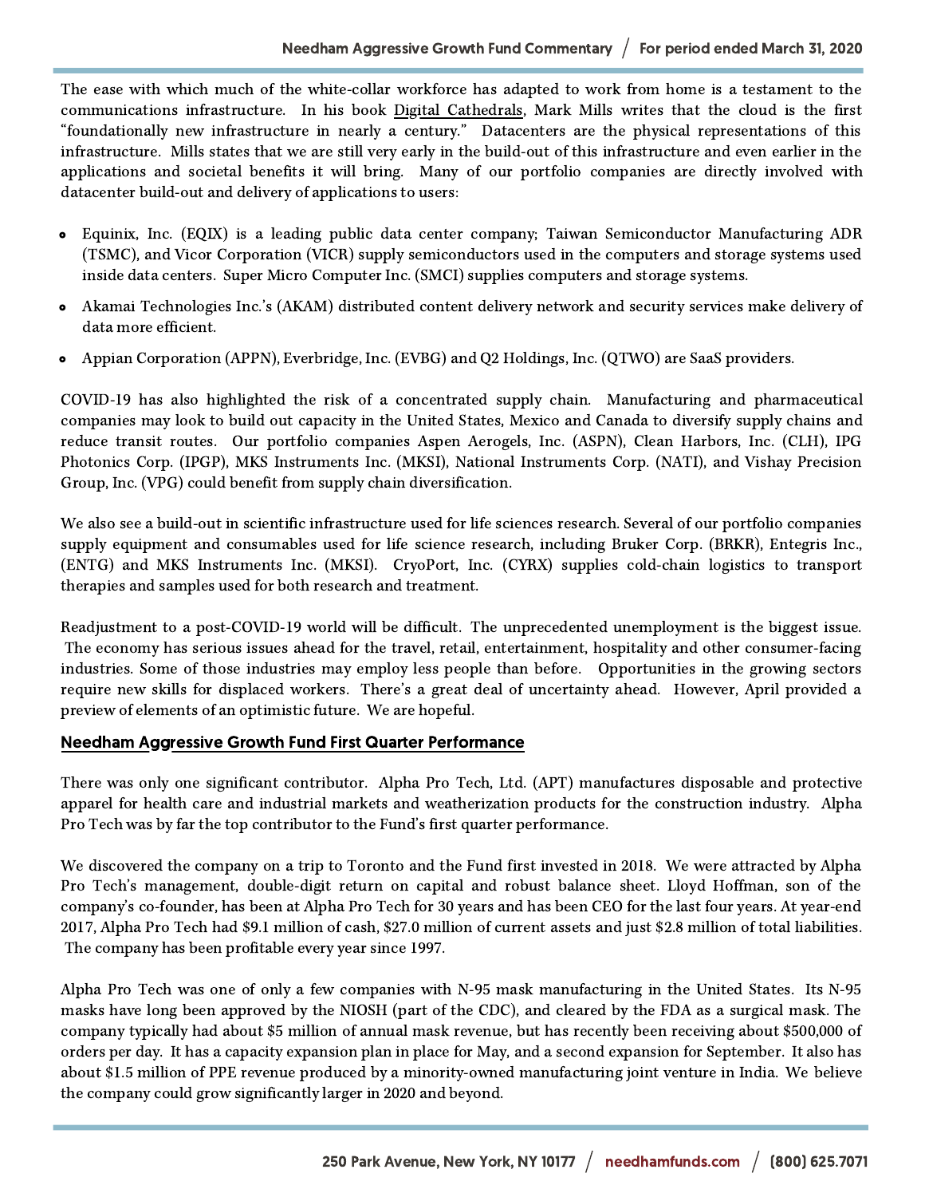The ease with which much of the white-collar workforce has adapted to work from home is a testament to the communications infrastructure. In his book Digital Cathedrals, Mark Mills writes that the cloud is the first "foundationally new infrastructure in nearly a century." Datacenters are the physical representations of this infrastructure. Mills states that we are still very early in the build-out of this infrastructure and even earlier in the applications and societal benefits it will bring. Many of our portfolio companies are directly involved with datacenter build-out and delivery of applications to users:

- Equinix, Inc. (EQIX) is a leading public data center company; Taiwan Semiconductor Manufacturing ADR (TSMC), and Vicor Corporation (VICR) supply semiconductors used in the computers and storage systems used inside data centers. Super Micro Computer Inc. (SMCI) supplies computers and storage systems.
- Akamai Technologies Inc.'s (AKAM) distributed content delivery network and security services make delivery of data more efficient.
- Appian Corporation (APPN), Everbridge, Inc. (EVBG) and Q2 Holdings, Inc. (QTWO) are SaaS providers.

COVID-19 has also highlighted the risk of a concentrated supply chain. Manufacturing and pharmaceutical companies may look to build out capacity in the United States, Mexico and Canada to diversify supply chains and reduce transit routes. Our portfolio companies Aspen Aerogels, Inc. (ASPN), Clean Harbors, Inc. (CLH), IPG Photonics Corp. (IPGP), MKS Instruments Inc. (MKSI), National Instruments Corp. (NATI), and Vishay Precision Group, Inc. (VPG) could benefit from supply chain diversification.

We also see a build-out in scientific infrastructure used for life sciences research. Several of our portfolio companies supply equipment and consumables used for life science research, including Bruker Corp. (BRKR), Entegris Inc., (ENTG) and MKS Instruments Inc. (MKSI). CryoPort, Inc. (CYRX) supplies cold-chain logistics to transport therapies and samples used for both research and treatment.

Readjustment to a post-COVID-19 world will be difficult. The unprecedented unemployment is the biggest issue. The economy has serious issues ahead for the travel, retail, entertainment, hospitality and other consumer-facing industries. Some of those industries may employ less people than before. Opportunities in the growing sectors require new skills for displaced workers. There's a great deal of uncertainty ahead. However, April provided a preview of elements of an optimistic future. We are hopeful.

## Needham Aggressive Growth Fund First Quarter Performance

There was only one significant contributor. Alpha Pro Tech, Ltd. (APT) manufactures disposable and protective apparel for health care and industrial markets and weatherization products for the construction industry. Alpha Pro Tech was by far the top contributor to the Fund's first quarter performance.

We discovered the company on a trip to Toronto and the Fund first invested in 2018. We were attracted by Alpha Pro Tech's management, double-digit return on capital and robust balance sheet. Lloyd Hoffman, son of the company's co-founder, has been at Alpha Pro Tech for 30 years and has been CEO for the last four years. At year-end 2017, Alpha Pro Tech had $9.1 million of cash, $27.0 million of current assets and just $2.8 million of total liabilities. The company has been profitable every year since 1997.

Alpha Pro Tech was one of only a few companies with N-95 mask manufacturing in the United States. Its N-95 masks have long been approved by the NIOSH (part of the CDC), and cleared by the FDA as a surgical mask. The company typically had about $5 million of annual mask revenue, but has recently been receiving about $500,000 of orders per day. It has a capacity expansion plan in place for May, and a second expansion for September. It also has about $1.5 million of PPE revenue produced by a minority-owned manufacturing joint venture in India. We believe the company could grow significantly larger in 2020 and beyond.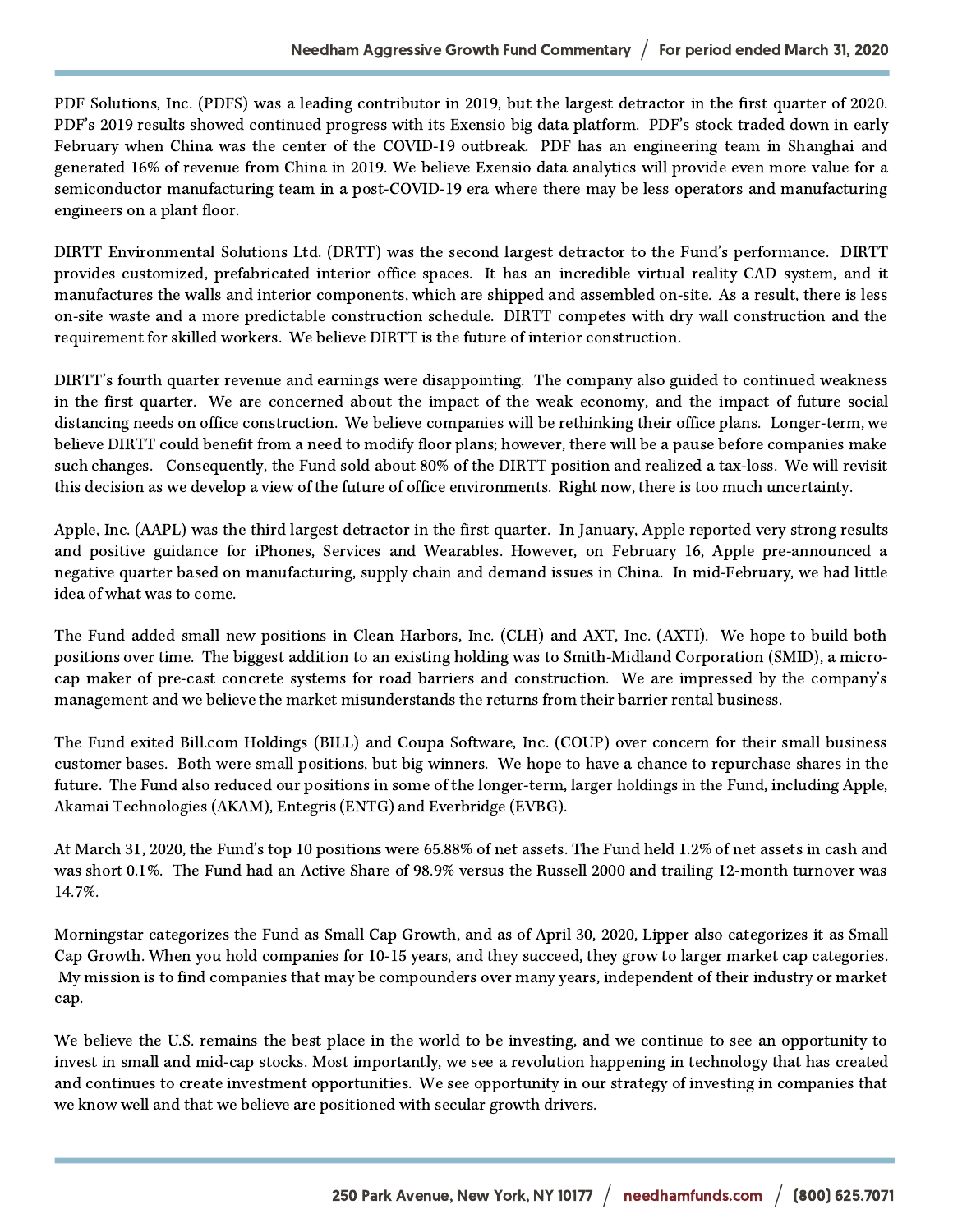PDF Solutions, Inc. (PDFS) was a leading contributor in 2019, but the largest detractor in the first quarter of 2020. PDF's 2019 results showed continued progress with its Exensio big data platform. PDF's stock traded down in early February when China was the center of the COVID-19 outbreak. PDF has an engineering team in Shanghai and generated 16% of revenue from China in 2019. We believe Exensio data analytics will provide even more value for a semiconductor manufacturing team in a post-COVID-19 era where there may be less operators and manufacturing engineers on a plant floor.

DIRTT Environmental Solutions Ltd. (DRTT) was the second largest detractor to the Fund's performance. DIRTT provides customized, prefabricated interior office spaces. It has an incredible virtual reality CAD system, and it manufactures the walls and interior components, which are shipped and assembled on-site. As a result, there is less on-site waste and a more predictable construction schedule. DIRTT competes with dry wall construction and the requirement for skilled workers. We believe DIRTT is the future of interior construction.

DIRTT's fourth quarter revenue and earnings were disappointing. The company also guided to continued weakness in the first quarter. We are concerned about the impact of the weak economy, and the impact of future social distancing needs on office construction. We believe companies will be rethinking their office plans. Longer-term, we believe DIRTT could benefit from a need to modify floor plans; however, there will be a pause before companies make such changes. Consequently, the Fund sold about 80% of the DIRTT position and realized a tax-loss. We will revisit this decision as we develop a view of the future of office environments. Right now, there is too much uncertainty.

Apple, Inc. (AAPL) was the third largest detractor in the first quarter. In January, Apple reported very strong results and positive guidance for iPhones, Services and Wearables. However, on February 16, Apple pre-announced a negative quarter based on manufacturing, supply chain and demand issues in China. In mid-February, we had little idea of what was to come.

The Fund added small new positions in Clean Harbors, Inc. (CLH) and AXT, Inc. (AXTI). We hope to build both positions over time. The biggest addition to an existing holding was to Smith-Midland Corporation (SMID), a micro-cap maker of pre-cast concrete systems for road barriers and construction. We are impressed by the company's management and we believe the market misunderstands the returns from their barrier rental business.

The Fund exited Bill.com Holdings (BILL) and Coupa Software, Inc. (COUP) over concern for their small business customer bases. Both were small positions, but big winners. We hope to have a chance to repurchase shares in the future. The Fund also reduced our positions in some of the longer-term, larger holdings in the Fund, including Apple, Akamai Technologies (AKAM), Entegris (ENTG) and Everbridge (EVBG).

At March 31, 2020, the Fund's top 10 positions were 65.88% of net assets. The Fund held 1.2% of net assets in cash and was short 0.1%. The Fund had an Active Share of 98.9% versus the Russell 2000 and trailing 12-month turnover was 14.7%.

Morningstar categorizes the Fund as Small Cap Growth, and as of April 30, 2020, Lipper also categorizes it as Small Cap Growth. When you hold companies for 10-15 years, and they succeed, they grow to larger market cap categories. My mission is to find companies that may be compounders over many years, independent of their industry or market cap.

We believe the U.S. remains the best place in the world to be investing, and we continue to see an opportunity to invest in small and mid-cap stocks. Most importantly, we see a revolution happening in technology that has created and continues to create investment opportunities. We see opportunity in our strategy of investing in companies that we know well and that we believe are positioned with secular growth drivers.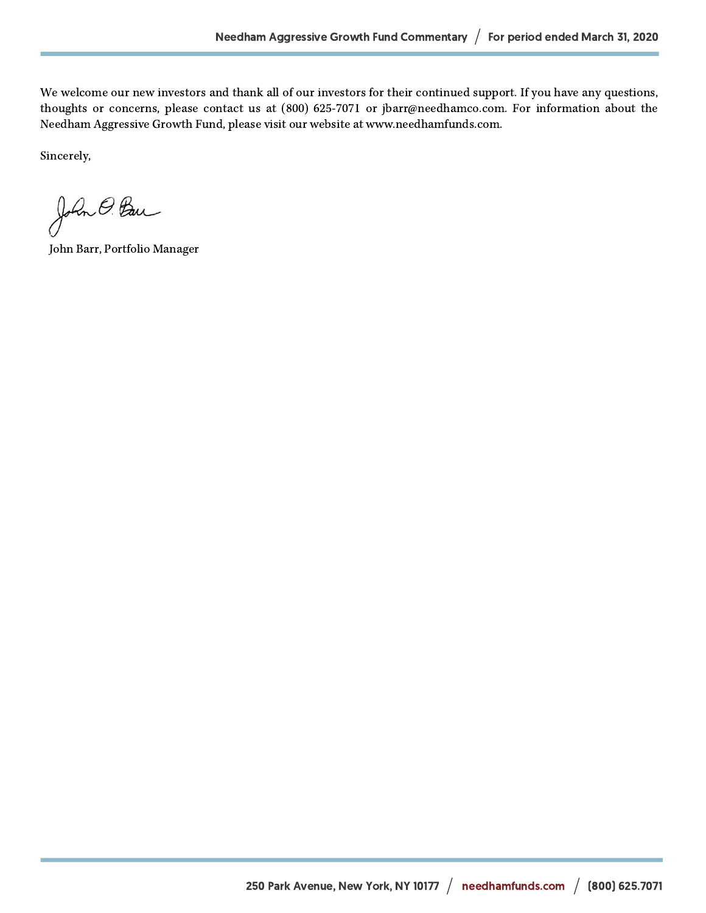We welcome our new investors and thank all of our investors for their continued support. If you have any questions, thoughts or concerns, please contact us at (800) 625-7071 or jbarr@needhamco.com. For information about the Needham Aggressive Growth Fund, please visit our website at www.needhamfunds.com.

Sincerely,

John Barr, Portfolio Manager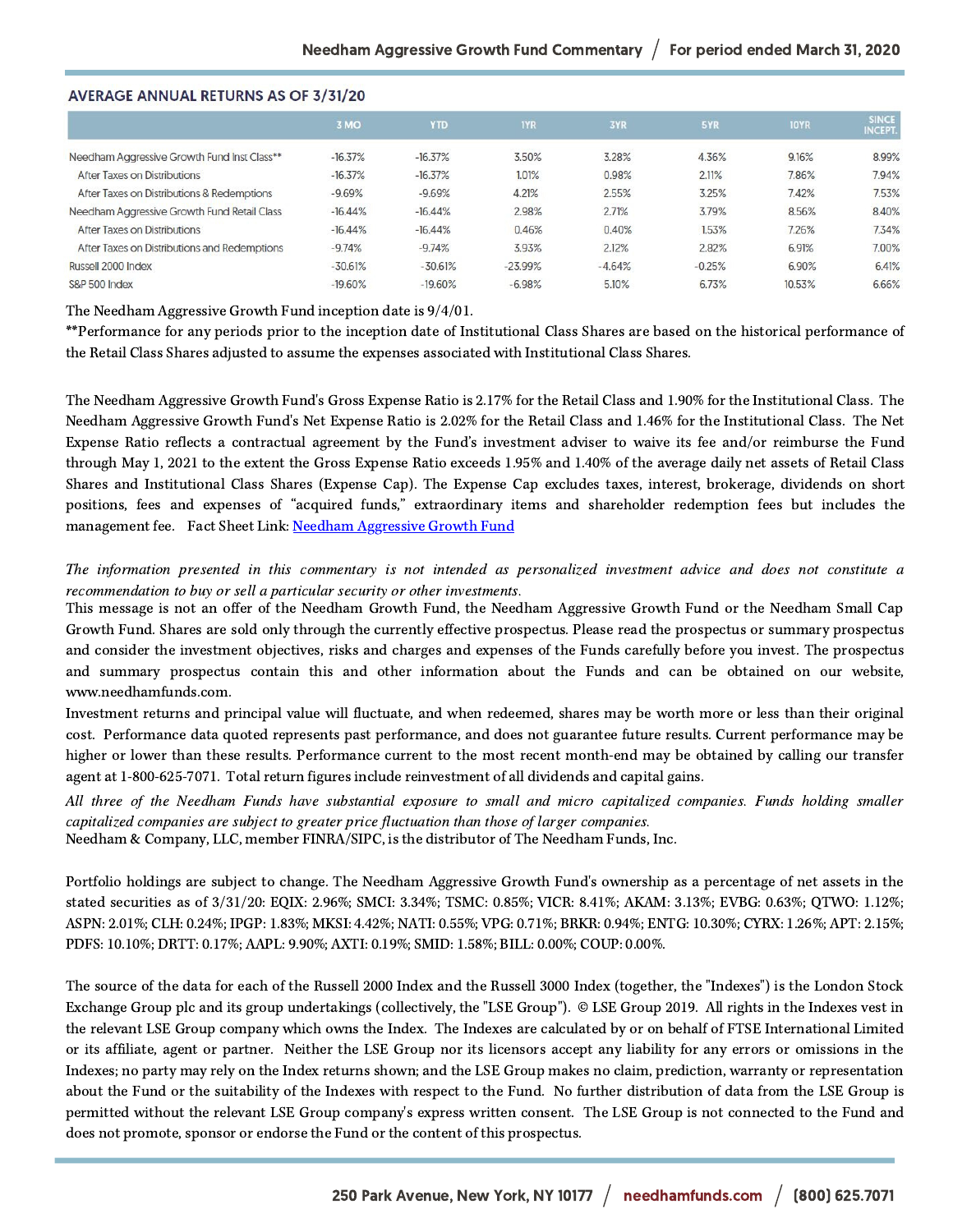## AVERAGE ANNUAL RETURNS AS OF 3/31/20

| | 3 MO | YTD | 1YR | 3YR | 5YR | 10YR | SINCE INCEPT. |
|---|---|---|---|---|---|---|---|
| Needham Aggressive Growth Fund Inst Class** | -16.37% | -16.37% | 3.50% | 3.28% | 4.36% | 9.16% | 8.99% |
| After Taxes on Distributions | -16.37% | -16.37% | 1.01% | 0.98% | 2.11% | 7.86% | 7.94% |
| After Taxes on Distributions & Redemptions | -9.69% | -9.69% | 4.21% | 2.55% | 3.25% | 7.42% | 7.53% |
| Needham Aggressive Growth Fund Retail Class | -16.44% | -16.44% | 2.98% | 2.71% | 3.79% | 8.56% | 8.40% |
| After Taxes on Distributions | -16.44% | -16.44% | 0.46% | 0.40% | 1.53% | 7.26% | 7.34% |
| After Taxes on Distributions and Redemptions | -9.74% | -9.74% | 3.93% | 2.12% | 2.82% | 6.91% | 7.00% |
| Russell 2000 Index | -30.61% | -30.61% | -23.99% | -4.64% | -0.25% | 6.90% | 6.41% |
| S&P 500 Index | -19.60% | -19.60% | -6.98% | 5.10% | 6.73% | 10.53% | 6.66% |

The Needham Aggressive Growth Fund inception date is 9/4/01.
**Performance for any periods prior to the inception date of Institutional Class Shares are based on the historical performance of the Retail Class Shares adjusted to assume the expenses associated with Institutional Class Shares.

The Needham Aggressive Growth Fund's Gross Expense Ratio is 2.17% for the Retail Class and 1.90% for the Institutional Class. The Needham Aggressive Growth Fund's Net Expense Ratio is 2.02% for the Retail Class and 1.46% for the Institutional Class. The Net Expense Ratio reflects a contractual agreement by the Fund's investment adviser to waive its fee and/or reimburse the Fund through May 1, 2021 to the extent the Gross Expense Ratio exceeds 1.95% and 1.40% of the average daily net assets of Retail Class Shares and Institutional Class Shares (Expense Cap). The Expense Cap excludes taxes, interest, brokerage, dividends on short positions, fees and expenses of "acquired funds," extraordinary items and shareholder redemption fees but includes the management fee. Fact Sheet Link: Needham Aggressive Growth Fund

*The information presented in this commentary is not intended as personalized investment advice and does not constitute a recommendation to buy or sell a particular security or other investments.*

This message is not an offer of the Needham Growth Fund, the Needham Aggressive Growth Fund or the Needham Small Cap Growth Fund. Shares are sold only through the currently effective prospectus. Please read the prospectus or summary prospectus and consider the investment objectives, risks and charges and expenses of the Funds carefully before you invest. The prospectus and summary prospectus contain this and other information about the Funds and can be obtained on our website, www.needhamfunds.com.

Investment returns and principal value will fluctuate, and when redeemed, shares may be worth more or less than their original cost. Performance data quoted represents past performance, and does not guarantee future results. Current performance may be higher or lower than these results. Performance current to the most recent month-end may be obtained by calling our transfer agent at 1-800-625-7071. Total return figures include reinvestment of all dividends and capital gains.

*All three of the Needham Funds have substantial exposure to small and micro capitalized companies. Funds holding smaller capitalized companies are subject to greater price fluctuation than those of larger companies.*

Needham & Company, LLC, member FINRA/SIPC, is the distributor of The Needham Funds, Inc.

Portfolio holdings are subject to change. The Needham Aggressive Growth Fund's ownership as a percentage of net assets in the stated securities as of 3/31/20: EQIX: 2.96%; SMCI: 3.34%; TSMC: 0.85%; VICR: 8.41%; AKAM: 3.13%; EVBG: 0.63%; QTWO: 1.12%; ASPN: 2.01%; CLH: 0.24%; IPGP: 1.83%; MKSI: 4.42%; NATI: 0.55%; VPG: 0.71%; BRKR: 0.94%; ENTG: 10.30%; CYRX: 1.26%; APT: 2.15%; PDFS: 10.10%; DRTT: 0.17%; AAPL: 9.90%; AXTI: 0.19%; SMID: 1.58%; BILL: 0.00%; COUP: 0.00%.

The source of the data for each of the Russell 2000 Index and the Russell 3000 Index (together, the "Indexes") is the London Stock Exchange Group plc and its group undertakings (collectively, the "LSE Group"). © LSE Group 2019. All rights in the Indexes vest in the relevant LSE Group company which owns the Index. The Indexes are calculated by or on behalf of FTSE International Limited or its affiliate, agent or partner. Neither the LSE Group nor its licensors accept any liability for any errors or omissions in the Indexes; no party may rely on the Index returns shown; and the LSE Group makes no claim, prediction, warranty or representation about the Fund or the suitability of the Indexes with respect to the Fund. No further distribution of data from the LSE Group is permitted without the relevant LSE Group company's express written consent. The LSE Group is not connected to the Fund and does not promote, sponsor or endorse the Fund or the content of this prospectus.

250 Park Avenue, New York, NY 10177 / needhamfunds.com / (800) 625.7071